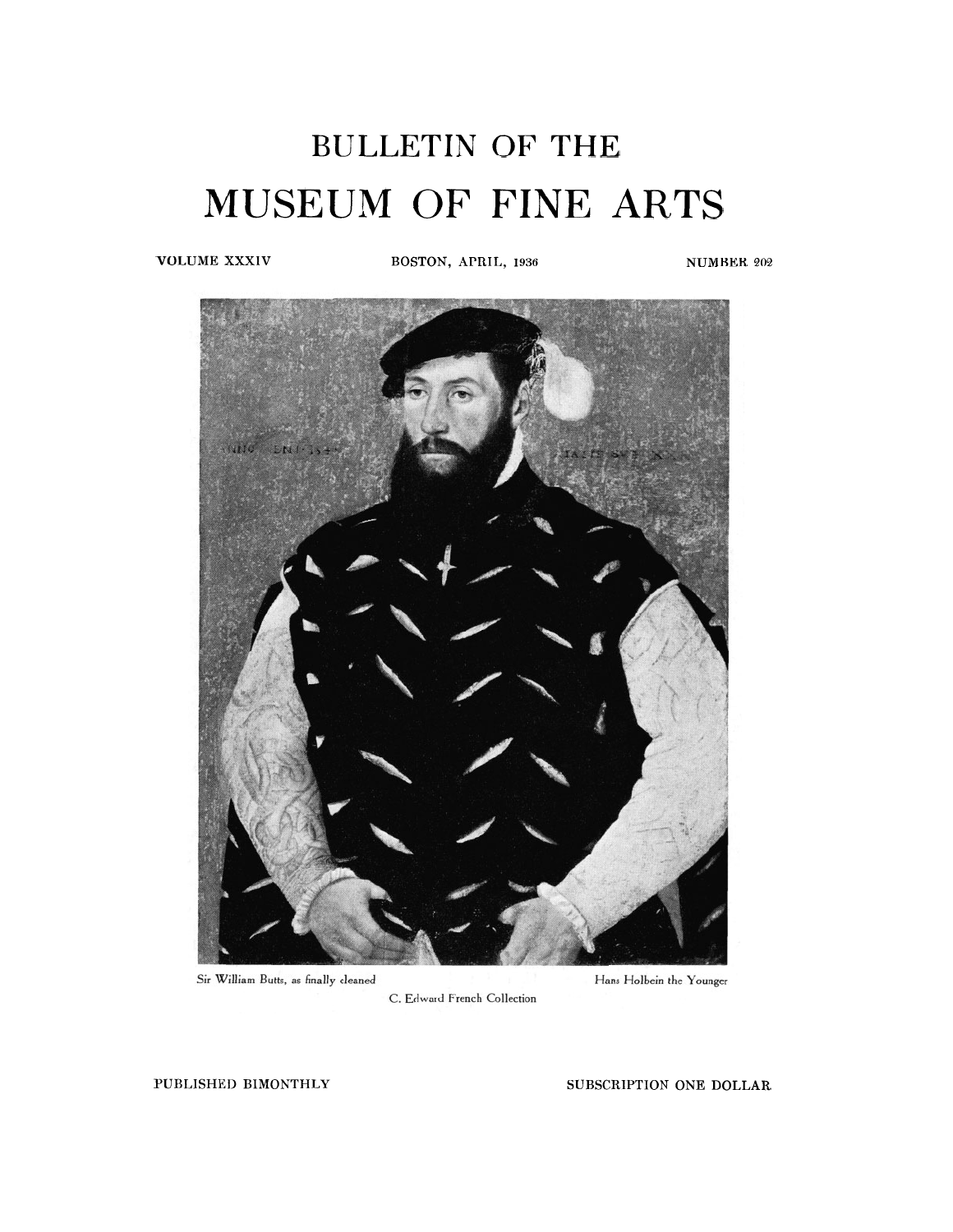# BULLETIN OF THE

# MUSEUM OF FINE ARTS

VOLUME XXXIV BOSTON, APRIL, 1936 NUMBER 202

Sir William Butts, as finally cleaned Hans Holbein the Younger

C. Edward French Collection

PUBLISHED BIMONTHLY SUBSCRIPTION ONE DOLLAR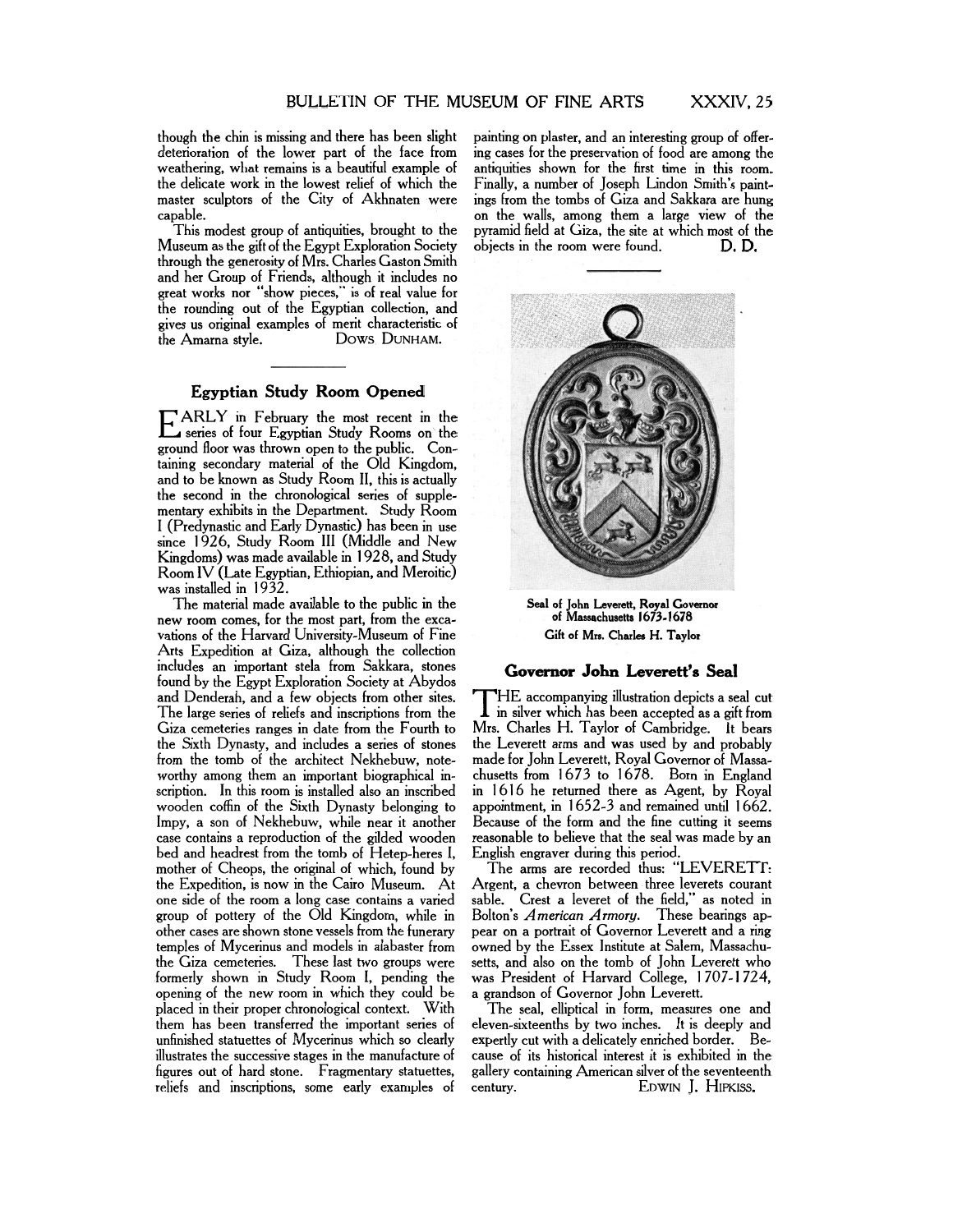though the chin is missing and there has been slight deterioration of the lower part of the face from weathering, what remains is a beautiful example of the delicate work in the lowest relief of which the master sculptors of the City of Akhnaten were capable.

This modest group of antiquities, brought to the Museum as the gift of the Egypt Exploration Society through the generosity of Mrs. Charles Gaston Smith and her Group of Friends, although it includes no great works nor "show pieces," is of real value for the rounding out of the Egyptian collection, and gives us original examples of merit characteristic of the Amarna style. DOWS DUNHAM.

## Egyptian Study Room Opened

EARLY in February the most recent in the series of four Egyptian Study Rooms on the ground floor was thrown open to the public. Containing secondary material of the Old Kingdom, and to be known as Study Room II, this is actually the second in the chronological series of supplementary exhibits in the Department. Study Room I (Predynastic and Early Dynastic) has been in use since 1926, Study Room III (Middle and New Kingdoms) was made available in 1928, and Study Room IV (Late Egyptian, Ethiopian, and Meroitic) was installed in 1932.

The material made available to the public in the new room comes, for the most part, from the excavations of the Harvard University-Museum of Fine Arts Expedition at Giza, although the collection includes an important stela from Sakkara, stones found by the Egypt Exploration Society at Abydos and Denderah, and a few objects from other sites. The large series of reliefs and inscriptions from the Giza cemeteries ranges in date from the Fourth to the Sixth Dynasty, and includes a series of stones from the tomb of the architect Nekhebuw, noteworthy among them an important biographical inscription. In this room is installed also an inscribed wooden coffin of the Sixth Dynasty belonging to Impy, a son of Nekhebuw, while near it another case contains a reproduction of the gilded wooden bed and headrest from the tomb of Hetep-heres I, mother of Cheops, the original of which, found by the Expedition, is now in the Cairo Museum. At one side of the room a long case contains a varied group of pottery of the Old Kingdom, while in other cases are shown stone vessels from the funerary temples of Mycerinus and models in alabaster from the Giza cemeteries. These last two groups were formerly shown in Study Room I, pending the opening of the new room in which they could be placed in their proper chronological context. With them has been transferred the important series of unfinished statuettes of Mycerinus which so clearly illustrates the successive stages in the manufacture of figures out of hard stone. Fragmentary statuettes, reliefs and inscriptions, some early examples of painting on plaster, and an interesting group of offering cases for the preservation of food are among the antiquities shown for the first time in this room. Finally, a number of Joseph Lindon Smith's paintings from the tombs of Giza and Sakkara are hung on the walls, among them a large view of the pyramid field at Giza, the site at which most of the objects in the room were found. D. D.

Seal of John Leverett, Royal Governor of Massachusetts 1673-1678
Gift of Mrs. Charles H. Taylor

## Governor John Leverett's Seal

THE accompanying illustration depicts a seal cut in silver which has been accepted as a gift from Mrs. Charles H. Taylor of Cambridge. It bears the Leverett arms and was used by and probably made for John Leverett, Royal Governor of Massachusetts from 1673 to 1678. Born in England in 1616 he returned there as Agent, by Royal appointment, in 1652-3 and remained until 1662. Because of the form and the fine cutting it seems reasonable to believe that the seal was made by an English engraver during this period.

The arms are recorded thus: "LEVERETT: Argent, a chevron between three leverets courant sable. Crest a leveret of the field," as noted in Bolton's *American Armory*. These bearings appear on a portrait of Governor Leverett and a ring owned by the Essex Institute at Salem, Massachusetts, and also on the tomb of John Leverett who was President of Harvard College, 1707-1724, a grandson of Governor John Leverett.

The seal, elliptical in form, measures one and eleven-sixteenths by two inches. It is deeply and expertly cut with a delicately enriched border. Because of its historical interest it is exhibited in the gallery containing American silver of the seventeenth century. EDWIN J. HIPKISS.